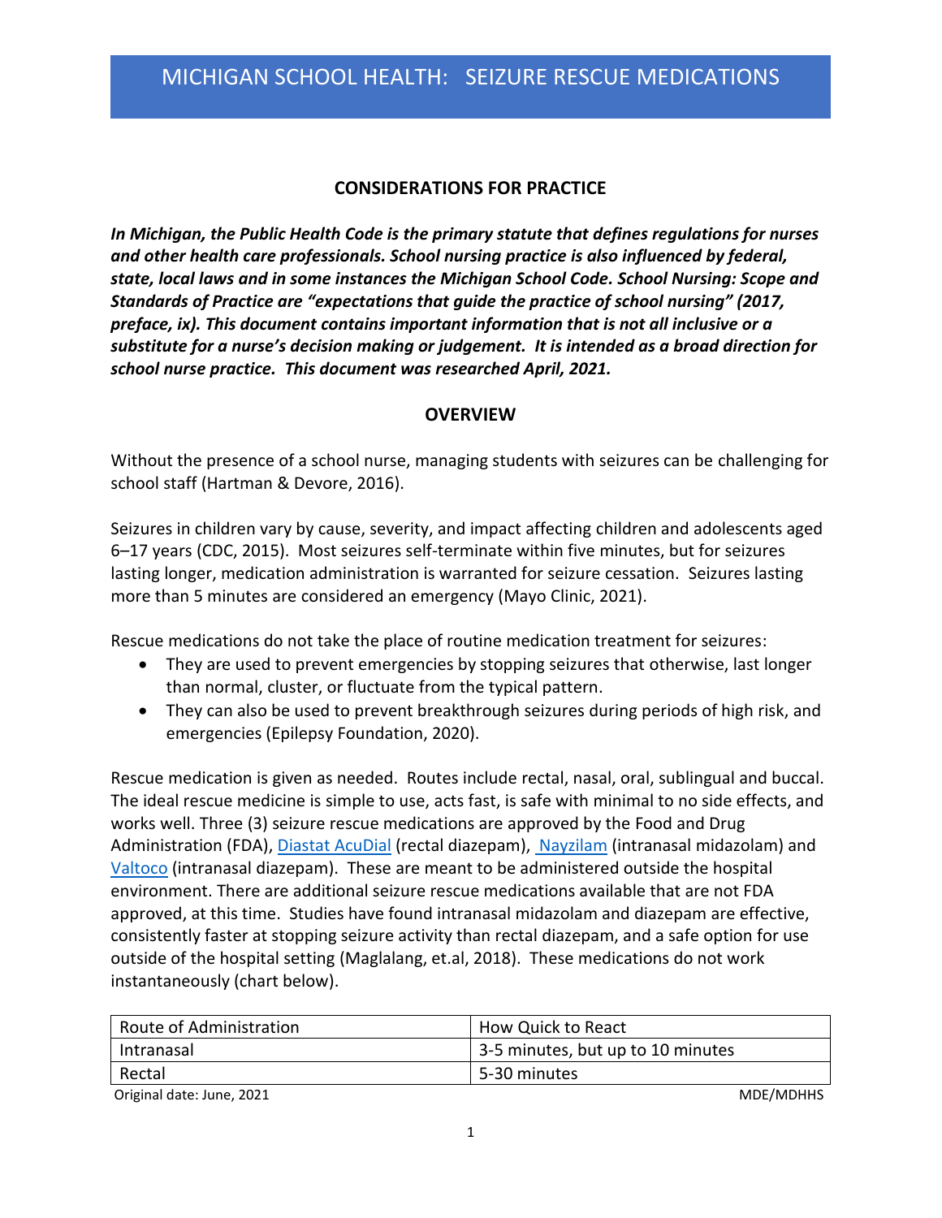# MICHIGAN SCHOOL HEALTH: SEIZURE RESCUE MEDICATIONS

## CONSIDERATIONS FOR PRACTICE

***In Michigan, the Public Health Code is the primary statute that defines regulations for nurses and other health care professionals. School nursing practice is also influenced by federal, state, local laws and in some instances the Michigan School Code. School Nursing: Scope and Standards of Practice are "expectations that guide the practice of school nursing" (2017, preface, ix). This document contains important information that is not all inclusive or a substitute for a nurse's decision making or judgement. It is intended as a broad direction for school nurse practice. This document was researched April, 2021.***

## OVERVIEW

Without the presence of a school nurse, managing students with seizures can be challenging for school staff (Hartman & Devore, 2016).

Seizures in children vary by cause, severity, and impact affecting children and adolescents aged 6–17 years (CDC, 2015). Most seizures self-terminate within five minutes, but for seizures lasting longer, medication administration is warranted for seizure cessation. Seizures lasting more than 5 minutes are considered an emergency (Mayo Clinic, 2021).

Rescue medications do not take the place of routine medication treatment for seizures:

- They are used to prevent emergencies by stopping seizures that otherwise, last longer than normal, cluster, or fluctuate from the typical pattern.
- They can also be used to prevent breakthrough seizures during periods of high risk, and emergencies (Epilepsy Foundation, 2020).

Rescue medication is given as needed. Routes include rectal, nasal, oral, sublingual and buccal. The ideal rescue medicine is simple to use, acts fast, is safe with minimal to no side effects, and works well. Three (3) seizure rescue medications are approved by the Food and Drug Administration (FDA), Diastat AcuDial (rectal diazepam), Nayzilam (intranasal midazolam) and Valtoco (intranasal diazepam). These are meant to be administered outside the hospital environment. There are additional seizure rescue medications available that are not FDA approved, at this time. Studies have found intranasal midazolam and diazepam are effective, consistently faster at stopping seizure activity than rectal diazepam, and a safe option for use outside of the hospital setting (Maglalang, et.al, 2018). These medications do not work instantaneously (chart below).

| Route of Administration | How Quick to React |
|---|---|
| Intranasal | 3-5 minutes, but up to 10 minutes |
| Rectal | 5-30 minutes |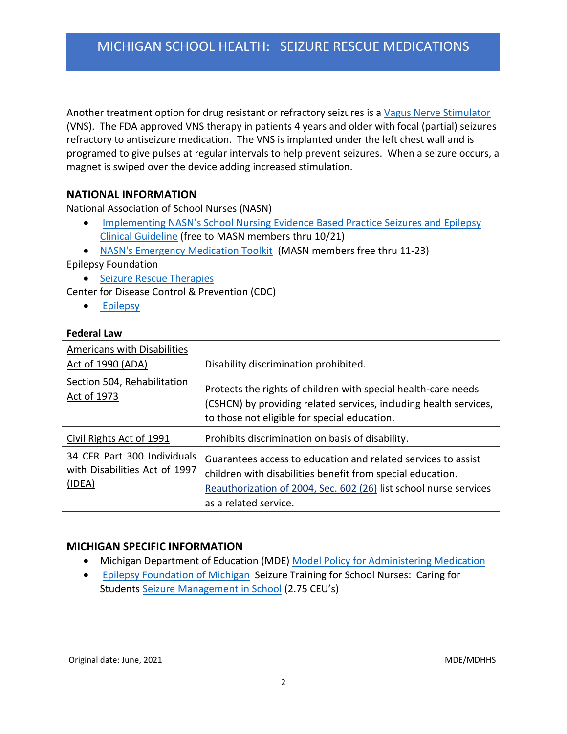Another treatment option for drug resistant or refractory seizures is a Vagus Nerve Stimulator (VNS). The FDA approved VNS therapy in patients 4 years and older with focal (partial) seizures refractory to antiseizure medication. The VNS is implanted under the left chest wall and is programed to give pulses at regular intervals to help prevent seizures. When a seizure occurs, a magnet is swiped over the device adding increased stimulation.

## NATIONAL INFORMATION

National Association of School Nurses (NASN)

- Implementing NASN's School Nursing Evidence Based Practice Seizures and Epilepsy Clinical Guideline (free to MASN members thru 10/21)
- NASN's Emergency Medication Toolkit (MASN members free thru 11-23)

Epilepsy Foundation

- Seizure Rescue Therapies

Center for Disease Control & Prevention (CDC)

- Epilepsy

### Federal Law

| | |
|---|---|
| Americans with Disabilities Act of 1990 (ADA) | Disability discrimination prohibited. |
| Section 504, Rehabilitation Act of 1973 | Protects the rights of children with special health-care needs (CSHCN) by providing related services, including health services, to those not eligible for special education. |
| Civil Rights Act of 1991 | Prohibits discrimination on basis of disability. |
| 34 CFR Part 300 Individuals with Disabilities Act of 1997 (IDEA) | Guarantees access to education and related services to assist children with disabilities benefit from special education. Reauthorization of 2004, Sec. 602 (26) list school nurse services as a related service. |

## MICHIGAN SPECIFIC INFORMATION

- Michigan Department of Education (MDE) Model Policy for Administering Medication
- Epilepsy Foundation of Michigan Seizure Training for School Nurses: Caring for Students Seizure Management in School (2.75 CEU's)

Original date: June, 2021 MDE/MDHHS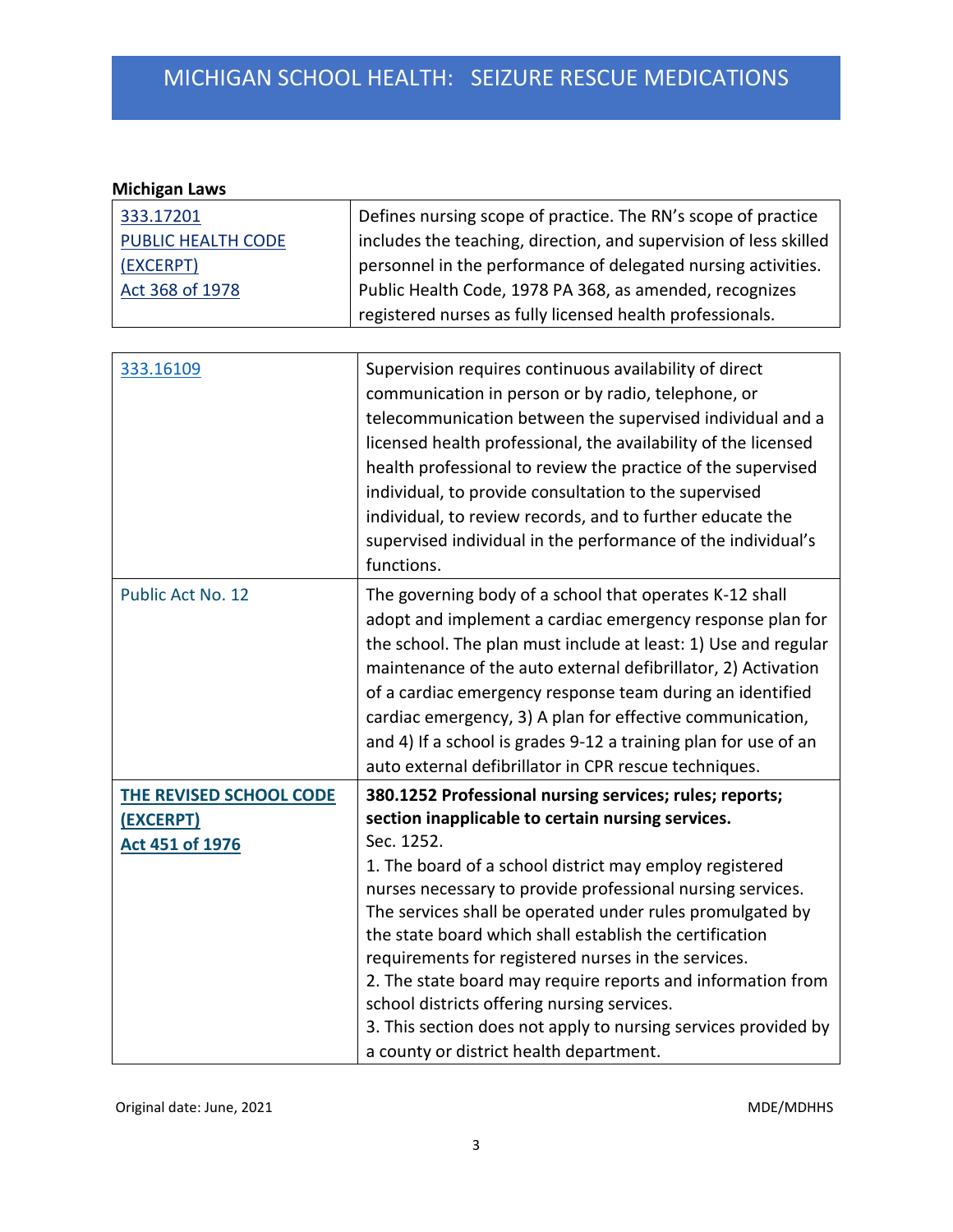## Michigan Laws

| | |
|---|---|
| 333.17201 PUBLIC HEALTH CODE (EXCERPT) Act 368 of 1978 | Defines nursing scope of practice. The RN's scope of practice includes the teaching, direction, and supervision of less skilled personnel in the performance of delegated nursing activities. Public Health Code, 1978 PA 368, as amended, recognizes registered nurses as fully licensed health professionals. |

| | |
|---|---|
| 333.16109 | Supervision requires continuous availability of direct communication in person or by radio, telephone, or telecommunication between the supervised individual and a licensed health professional, the availability of the licensed health professional to review the practice of the supervised individual, to provide consultation to the supervised individual, to review records, and to further educate the supervised individual in the performance of the individual's functions. |
| Public Act No. 12 | The governing body of a school that operates K-12 shall adopt and implement a cardiac emergency response plan for the school. The plan must include at least: 1) Use and regular maintenance of the auto external defibrillator, 2) Activation of a cardiac emergency response team during an identified cardiac emergency, 3) A plan for effective communication, and 4) If a school is grades 9-12 a training plan for use of an auto external defibrillator in CPR rescue techniques. |
| **THE REVISED SCHOOL CODE (EXCERPT) Act 451 of 1976** | **380.1252 Professional nursing services; rules; reports; section inapplicable to certain nursing services.** Sec. 1252. 1. The board of a school district may employ registered nurses necessary to provide professional nursing services. The services shall be operated under rules promulgated by the state board which shall establish the certification requirements for registered nurses in the services. 2. The state board may require reports and information from school districts offering nursing services. 3. This section does not apply to nursing services provided by a county or district health department. |

Original date: June, 2021 MDE/MDHHS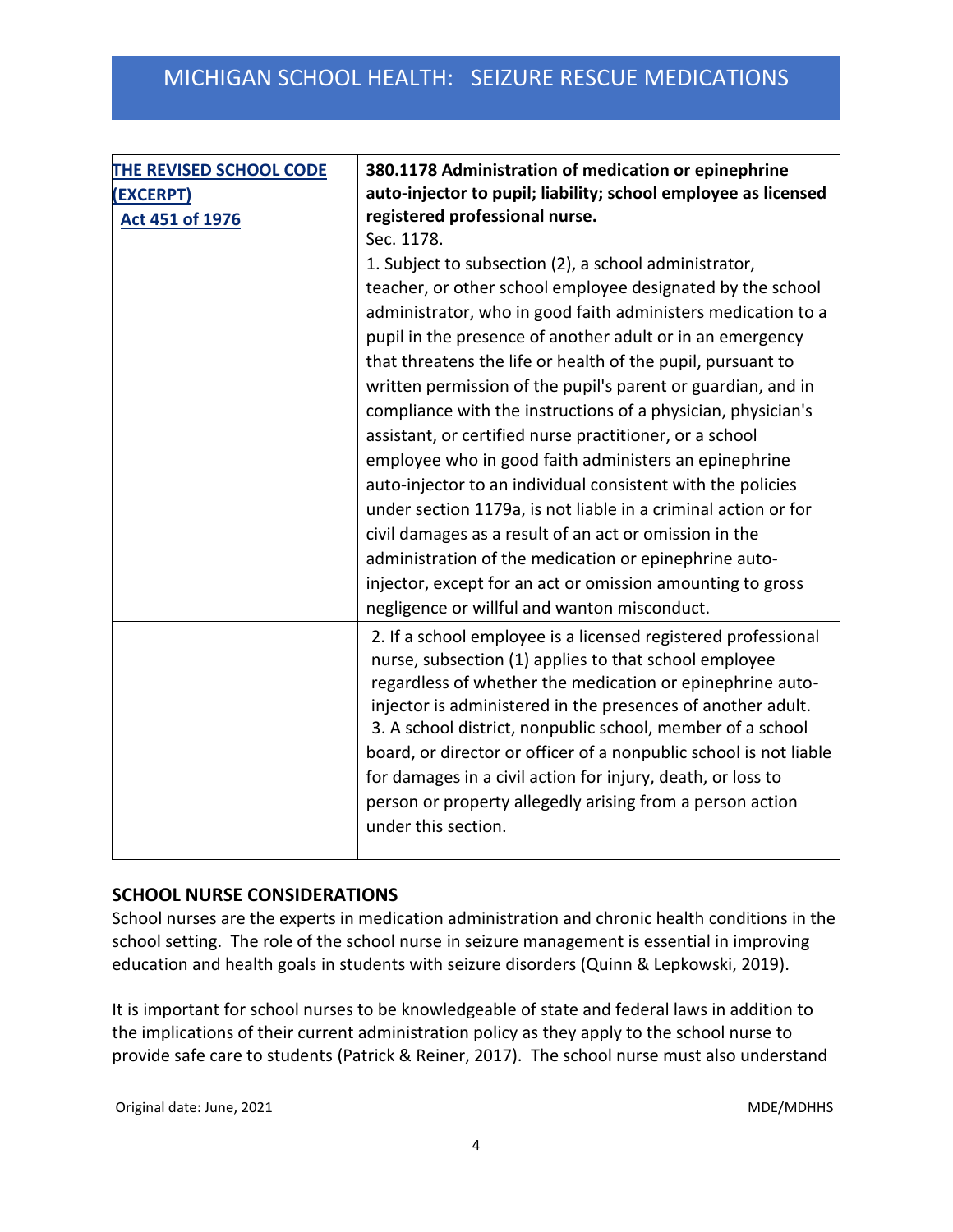| THE REVISED SCHOOL CODE (EXCERPT) Act 451 of 1976 | **380.1178 Administration of medication or epinephrine auto-injector to pupil; liability; school employee as licensed registered professional nurse.** Sec. 1178. 1. Subject to subsection (2), a school administrator, teacher, or other school employee designated by the school administrator, who in good faith administers medication to a pupil in the presence of another adult or in an emergency that threatens the life or health of the pupil, pursuant to written permission of the pupil's parent or guardian, and in compliance with the instructions of a physician, physician's assistant, or certified nurse practitioner, or a school employee who in good faith administers an epinephrine auto-injector to an individual consistent with the policies under section 1179a, is not liable in a criminal action or for civil damages as a result of an act or omission in the administration of the medication or epinephrine auto-injector, except for an act or omission amounting to gross negligence or willful and wanton misconduct. |
|---|---|
| | 2. If a school employee is a licensed registered professional nurse, subsection (1) applies to that school employee regardless of whether the medication or epinephrine auto-injector is administered in the presences of another adult. 3. A school district, nonpublic school, member of a school board, or director or officer of a nonpublic school is not liable for damages in a civil action for injury, death, or loss to person or property allegedly arising from a person action under this section. |

## SCHOOL NURSE CONSIDERATIONS

School nurses are the experts in medication administration and chronic health conditions in the school setting. The role of the school nurse in seizure management is essential in improving education and health goals in students with seizure disorders (Quinn & Lepkowski, 2019).

It is important for school nurses to be knowledgeable of state and federal laws in addition to the implications of their current administration policy as they apply to the school nurse to provide safe care to students (Patrick & Reiner, 2017). The school nurse must also understand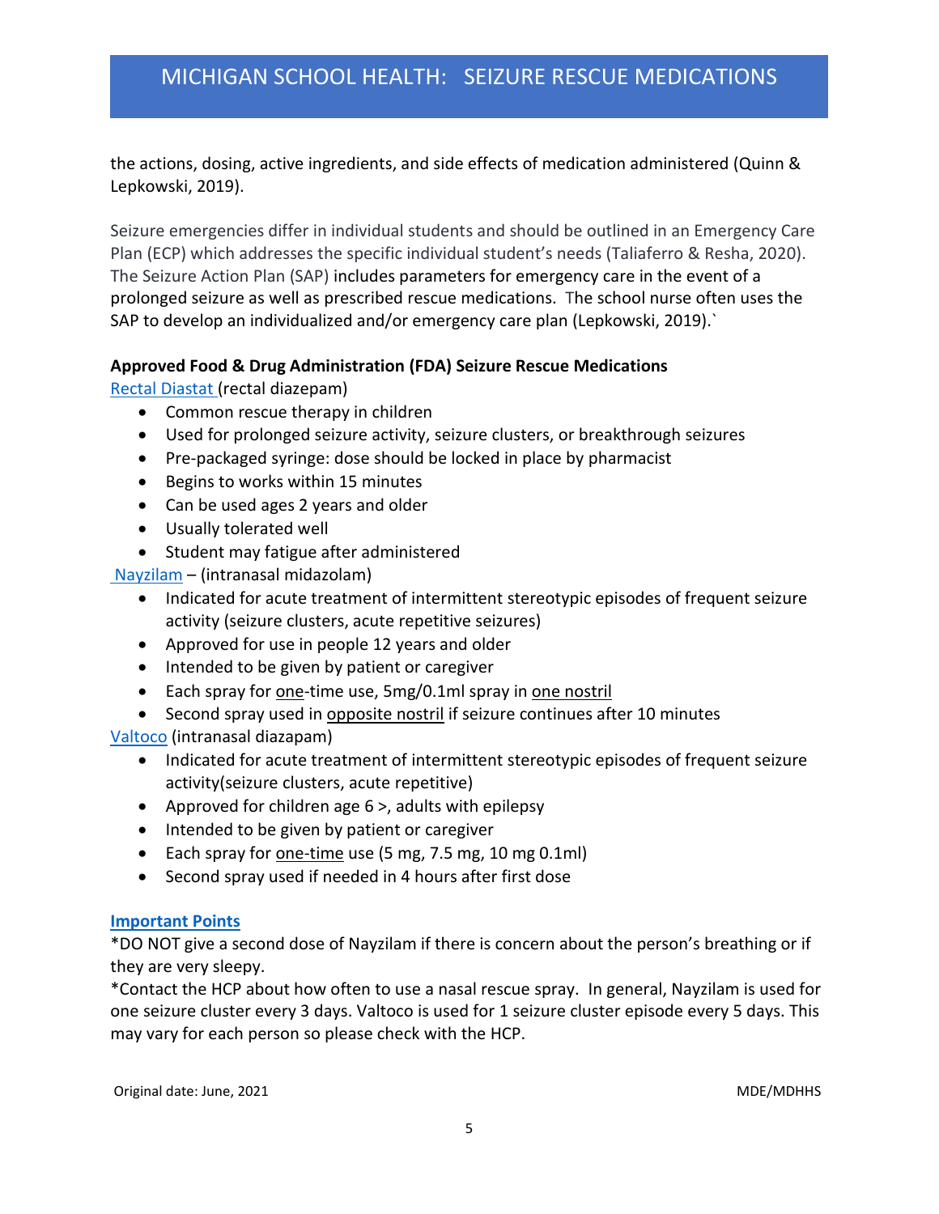the actions, dosing, active ingredients, and side effects of medication administered (Quinn & Lepkowski, 2019).

Seizure emergencies differ in individual students and should be outlined in an Emergency Care Plan (ECP) which addresses the specific individual student's needs (Taliaferro & Resha, 2020). The Seizure Action Plan (SAP) includes parameters for emergency care in the event of a prolonged seizure as well as prescribed rescue medications. The school nurse often uses the SAP to develop an individualized and/or emergency care plan (Lepkowski, 2019).`

**Approved Food & Drug Administration (FDA) Seizure Rescue Medications**

Rectal Diastat (rectal diazepam)

- Common rescue therapy in children
- Used for prolonged seizure activity, seizure clusters, or breakthrough seizures
- Pre-packaged syringe: dose should be locked in place by pharmacist
- Begins to works within 15 minutes
- Can be used ages 2 years and older
- Usually tolerated well
- Student may fatigue after administered

Nayzilam – (intranasal midazolam)

- Indicated for acute treatment of intermittent stereotypic episodes of frequent seizure activity (seizure clusters, acute repetitive seizures)
- Approved for use in people 12 years and older
- Intended to be given by patient or caregiver
- Each spray for one-time use, 5mg/0.1ml spray in one nostril
- Second spray used in opposite nostril if seizure continues after 10 minutes

Valtoco (intranasal diazapam)

- Indicated for acute treatment of intermittent stereotypic episodes of frequent seizure activity(seizure clusters, acute repetitive)
- Approved for children age 6 >, adults with epilepsy
- Intended to be given by patient or caregiver
- Each spray for one-time use (5 mg, 7.5 mg, 10 mg 0.1ml)
- Second spray used if needed in 4 hours after first dose

**Important Points**

*DO NOT give a second dose of Nayzilam if there is concern about the person's breathing or if they are very sleepy.

*Contact the HCP about how often to use a nasal rescue spray. In general, Nayzilam is used for one seizure cluster every 3 days. Valtoco is used for 1 seizure cluster episode every 5 days. This may vary for each person so please check with the HCP.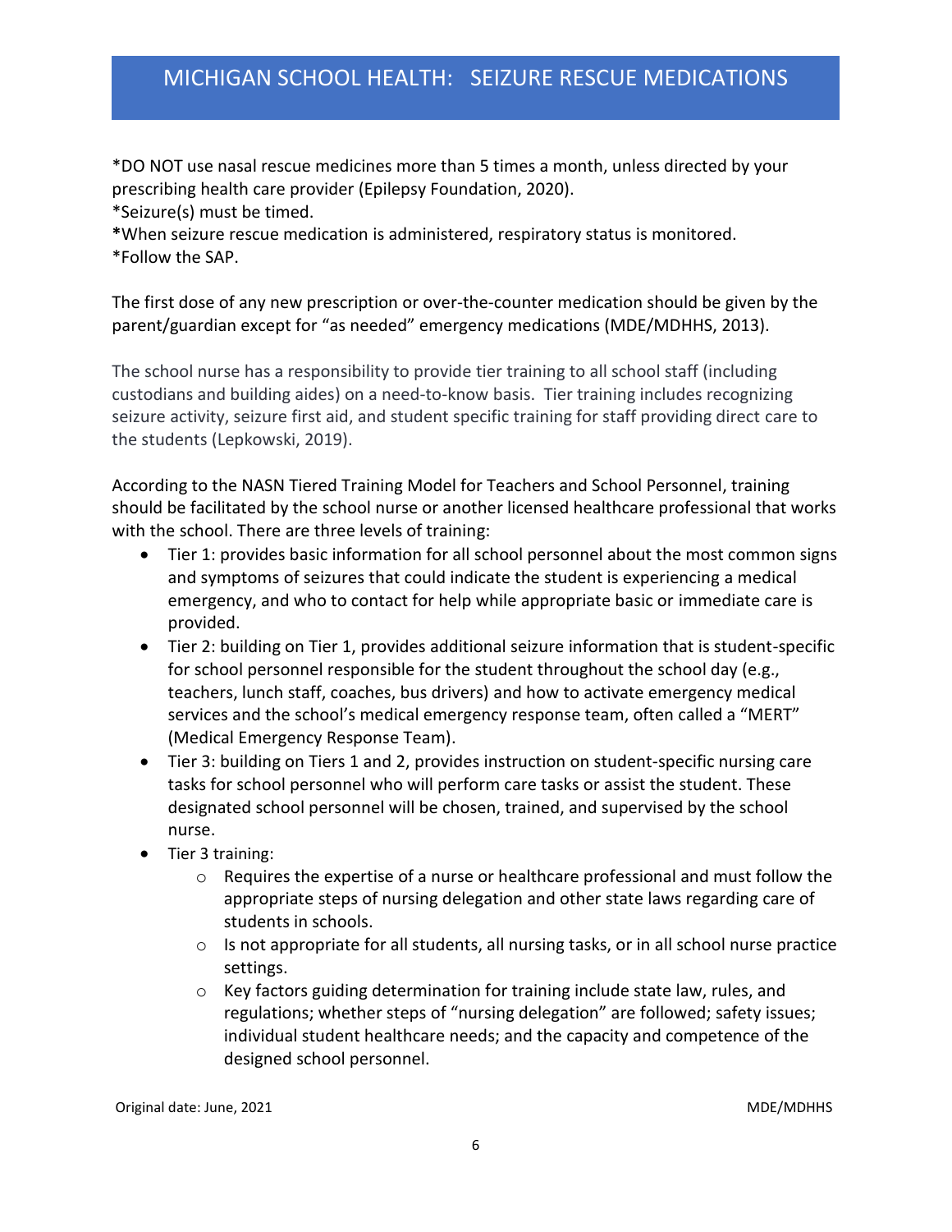*DO NOT use nasal rescue medicines more than 5 times a month, unless directed by your prescribing health care provider (Epilepsy Foundation, 2020).
*Seizure(s) must be timed.
**\***When seizure rescue medication is administered, respiratory status is monitored.
*Follow the SAP.

The first dose of any new prescription or over-the-counter medication should be given by the parent/guardian except for "as needed" emergency medications (MDE/MDHHS, 2013).

The school nurse has a responsibility to provide tier training to all school staff (including custodians and building aides) on a need-to-know basis. Tier training includes recognizing seizure activity, seizure first aid, and student specific training for staff providing direct care to the students (Lepkowski, 2019).

According to the NASN Tiered Training Model for Teachers and School Personnel, training should be facilitated by the school nurse or another licensed healthcare professional that works with the school. There are three levels of training:

- Tier 1: provides basic information for all school personnel about the most common signs and symptoms of seizures that could indicate the student is experiencing a medical emergency, and who to contact for help while appropriate basic or immediate care is provided.
- Tier 2: building on Tier 1, provides additional seizure information that is student-specific for school personnel responsible for the student throughout the school day (e.g., teachers, lunch staff, coaches, bus drivers) and how to activate emergency medical services and the school's medical emergency response team, often called a "MERT" (Medical Emergency Response Team).
- Tier 3: building on Tiers 1 and 2, provides instruction on student-specific nursing care tasks for school personnel who will perform care tasks or assist the student. These designated school personnel will be chosen, trained, and supervised by the school nurse.
- Tier 3 training:
  - Requires the expertise of a nurse or healthcare professional and must follow the appropriate steps of nursing delegation and other state laws regarding care of students in schools.
  - Is not appropriate for all students, all nursing tasks, or in all school nurse practice settings.
  - Key factors guiding determination for training include state law, rules, and regulations; whether steps of "nursing delegation" are followed; safety issues; individual student healthcare needs; and the capacity and competence of the designed school personnel.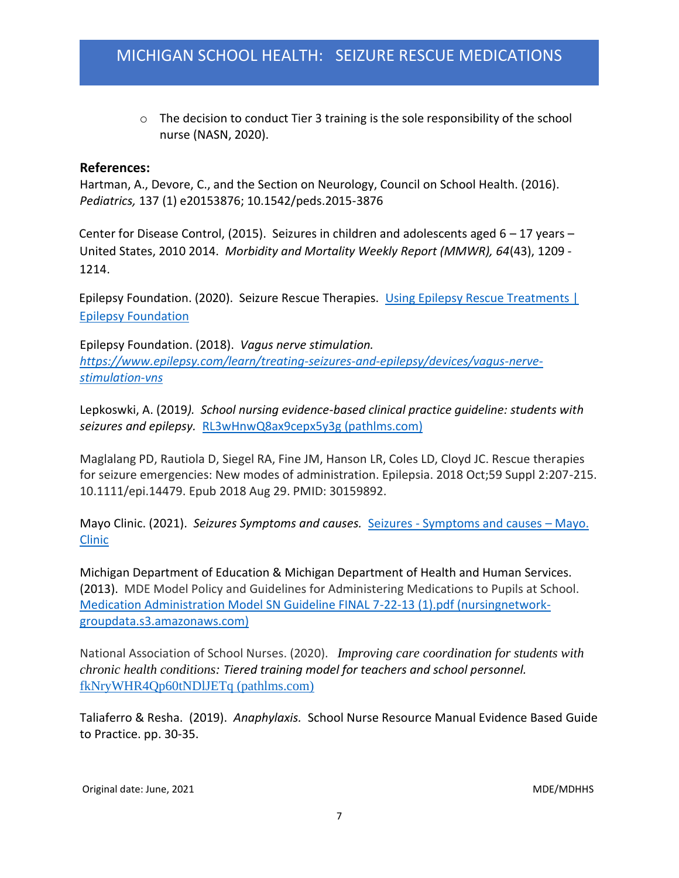- The decision to conduct Tier 3 training is the sole responsibility of the school nurse (NASN, 2020).

**References:**

Hartman, A., Devore, C., and the Section on Neurology, Council on School Health. (2016). *Pediatrics,* 137 (1) e20153876; 10.1542/peds.2015-3876

Center for Disease Control, (2015). Seizures in children and adolescents aged 6 – 17 years – United States, 2010 2014. *Morbidity and Mortality Weekly Report (MMWR), 64*(43), 1209 - 1214.

Epilepsy Foundation. (2020). Seizure Rescue Therapies. [Using Epilepsy Rescue Treatments | Epilepsy Foundation]

Epilepsy Foundation. (2018). *Vagus nerve stimulation.* *https://www.epilepsy.com/learn/treating-seizures-and-epilepsy/devices/vagus-nerve-stimulation-vns*

Lepkoswki, A. (2019*). School nursing evidence-based clinical practice guideline: students with seizures and epilepsy.* RL3wHnwQ8ax9cepx5y3g (pathlms.com)

Maglalang PD, Rautiola D, Siegel RA, Fine JM, Hanson LR, Coles LD, Cloyd JC. Rescue therapies for seizure emergencies: New modes of administration. Epilepsia. 2018 Oct;59 Suppl 2:207-215. 10.1111/epi.14479. Epub 2018 Aug 29. PMID: 30159892.

Mayo Clinic. (2021). *Seizures Symptoms and causes.* Seizures - Symptoms and causes – Mayo. Clinic

Michigan Department of Education & Michigan Department of Health and Human Services. (2013). MDE Model Policy and Guidelines for Administering Medications to Pupils at School. Medication Administration Model SN Guideline FINAL 7-22-13 (1).pdf (nursingnetwork-groupdata.s3.amazonaws.com)

National Association of School Nurses. (2020). *Improving care coordination for students with chronic health conditions: Tiered training model for teachers and school personnel.* fkNryWHR4Qp60tNDlJETq (pathlms.com)

Taliaferro & Resha. (2019). *Anaphylaxis.* School Nurse Resource Manual Evidence Based Guide to Practice. pp. 30-35.

Original date: June, 2021 MDE/MDHHS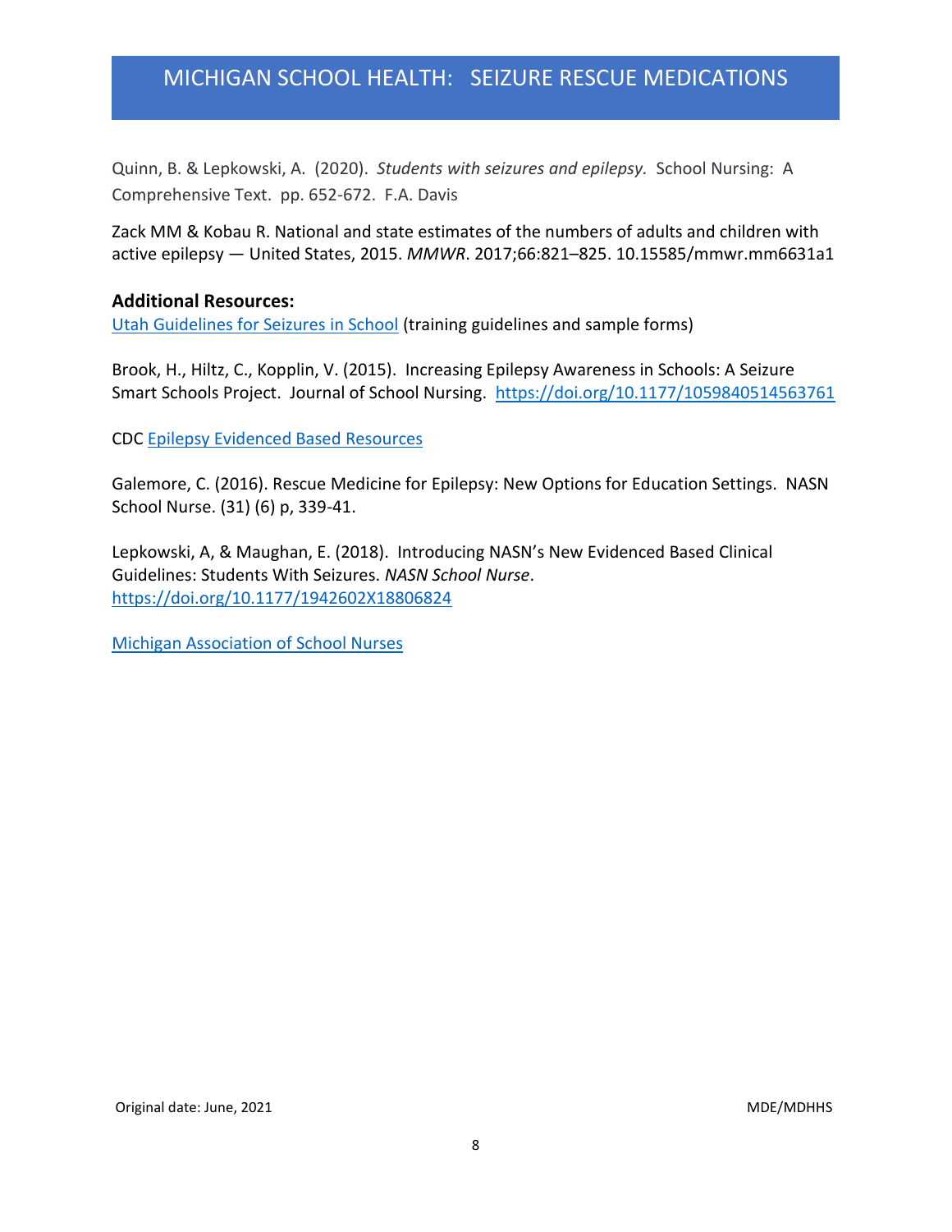Quinn, B. & Lepkowski, A. (2020). *Students with seizures and epilepsy.* School Nursing: A Comprehensive Text. pp. 652-672. F.A. Davis

Zack MM & Kobau R. National and state estimates of the numbers of adults and children with active epilepsy — United States, 2015. *MMWR*. 2017;66:821–825. 10.15585/mmwr.mm6631a1

**Additional Resources:**

Utah Guidelines for Seizures in School (training guidelines and sample forms)

Brook, H., Hiltz, C., Kopplin, V. (2015). Increasing Epilepsy Awareness in Schools: A Seizure Smart Schools Project. Journal of School Nursing. https://doi.org/10.1177/1059840514563761

CDC Epilepsy Evidenced Based Resources

Galemore, C. (2016). Rescue Medicine for Epilepsy: New Options for Education Settings. NASN School Nurse. (31) (6) p, 339-41.

Lepkowski, A, & Maughan, E. (2018). Introducing NASN's New Evidenced Based Clinical Guidelines: Students With Seizures. *NASN School Nurse*. https://doi.org/10.1177/1942602X18806824

Michigan Association of School Nurses